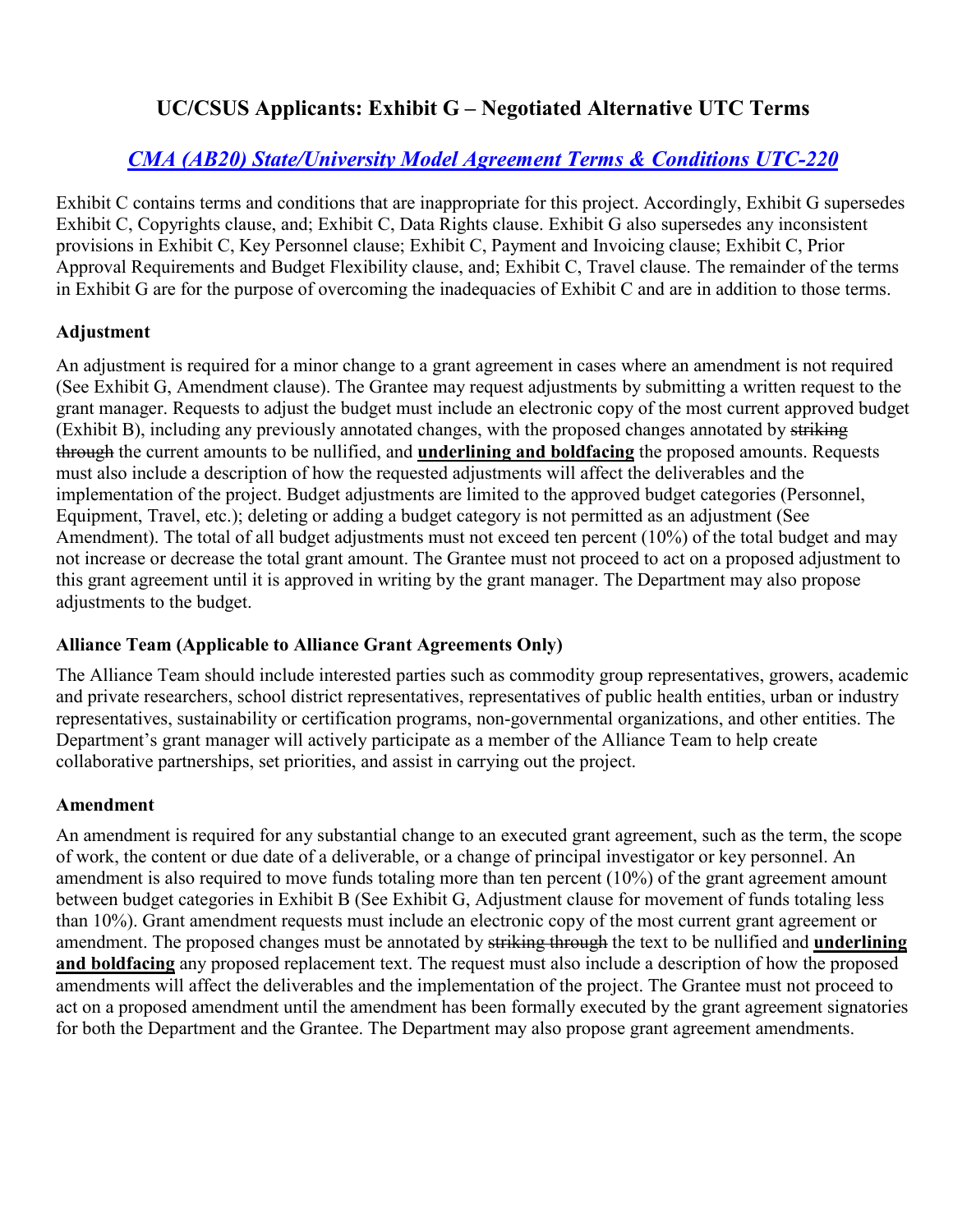# UC/CSUS Applicants: Exhibit G – Negotiated Alternative UTC Terms

## *[CMA (AB20) State/University Model Agreement Terms & Conditions UTC-220]()*

Exhibit C contains terms and conditions that are inappropriate for this project. Accordingly, Exhibit G supersedes Exhibit C, Copyrights clause, and; Exhibit C, Data Rights clause. Exhibit G also supersedes any inconsistent provisions in Exhibit C, Key Personnel clause; Exhibit C, Payment and Invoicing clause; Exhibit C, Prior Approval Requirements and Budget Flexibility clause, and; Exhibit C, Travel clause. The remainder of the terms in Exhibit G are for the purpose of overcoming the inadequacies of Exhibit C and are in addition to those terms.

### Adjustment

An adjustment is required for a minor change to a grant agreement in cases where an amendment is not required (See Exhibit G, Amendment clause). The Grantee may request adjustments by submitting a written request to the grant manager. Requests to adjust the budget must include an electronic copy of the most current approved budget (Exhibit B), including any previously annotated changes, with the proposed changes annotated by ~~striking through~~ the current amounts to be nullified, and <u>**underlining and boldfacing**</u> the proposed amounts. Requests must also include a description of how the requested adjustments will affect the deliverables and the implementation of the project. Budget adjustments are limited to the approved budget categories (Personnel, Equipment, Travel, etc.); deleting or adding a budget category is not permitted as an adjustment (See Amendment). The total of all budget adjustments must not exceed ten percent (10%) of the total budget and may not increase or decrease the total grant amount. The Grantee must not proceed to act on a proposed adjustment to this grant agreement until it is approved in writing by the grant manager. The Department may also propose adjustments to the budget.

### Alliance Team (Applicable to Alliance Grant Agreements Only)

The Alliance Team should include interested parties such as commodity group representatives, growers, academic and private researchers, school district representatives, representatives of public health entities, urban or industry representatives, sustainability or certification programs, non-governmental organizations, and other entities. The Department's grant manager will actively participate as a member of the Alliance Team to help create collaborative partnerships, set priorities, and assist in carrying out the project.

### Amendment

An amendment is required for any substantial change to an executed grant agreement, such as the term, the scope of work, the content or due date of a deliverable, or a change of principal investigator or key personnel. An amendment is also required to move funds totaling more than ten percent (10%) of the grant agreement amount between budget categories in Exhibit B (See Exhibit G, Adjustment clause for movement of funds totaling less than 10%). Grant amendment requests must include an electronic copy of the most current grant agreement or amendment. The proposed changes must be annotated by ~~striking through~~ the text to be nullified and <u>**underlining and boldfacing**</u> any proposed replacement text. The request must also include a description of how the proposed amendments will affect the deliverables and the implementation of the project. The Grantee must not proceed to act on a proposed amendment until the amendment has been formally executed by the grant agreement signatories for both the Department and the Grantee. The Department may also propose grant agreement amendments.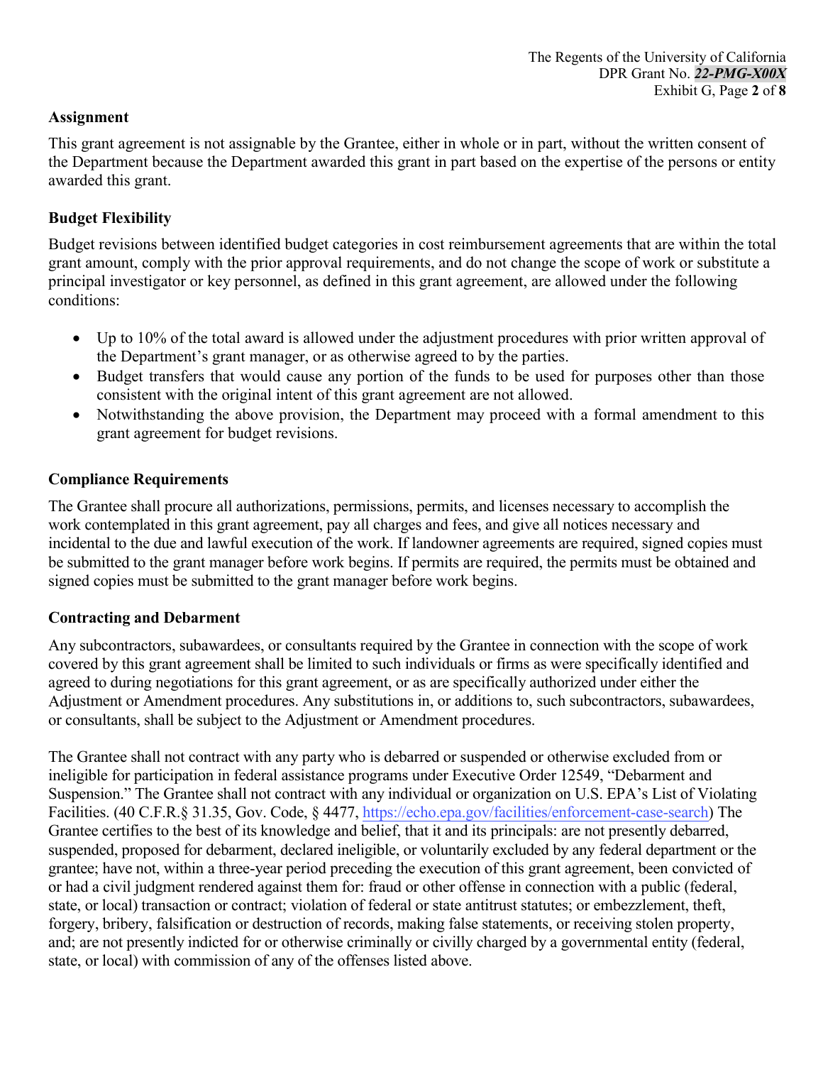## Assignment

This grant agreement is not assignable by the Grantee, either in whole or in part, without the written consent of the Department because the Department awarded this grant in part based on the expertise of the persons or entity awarded this grant.

## Budget Flexibility

Budget revisions between identified budget categories in cost reimbursement agreements that are within the total grant amount, comply with the prior approval requirements, and do not change the scope of work or substitute a principal investigator or key personnel, as defined in this grant agreement, are allowed under the following conditions:

- Up to 10% of the total award is allowed under the adjustment procedures with prior written approval of the Department's grant manager, or as otherwise agreed to by the parties.
- Budget transfers that would cause any portion of the funds to be used for purposes other than those consistent with the original intent of this grant agreement are not allowed.
- Notwithstanding the above provision, the Department may proceed with a formal amendment to this grant agreement for budget revisions.

## Compliance Requirements

The Grantee shall procure all authorizations, permissions, permits, and licenses necessary to accomplish the work contemplated in this grant agreement, pay all charges and fees, and give all notices necessary and incidental to the due and lawful execution of the work. If landowner agreements are required, signed copies must be submitted to the grant manager before work begins. If permits are required, the permits must be obtained and signed copies must be submitted to the grant manager before work begins.

## Contracting and Debarment

Any subcontractors, subawardees, or consultants required by the Grantee in connection with the scope of work covered by this grant agreement shall be limited to such individuals or firms as were specifically identified and agreed to during negotiations for this grant agreement, or as are specifically authorized under either the Adjustment or Amendment procedures. Any substitutions in, or additions to, such subcontractors, subawardees, or consultants, shall be subject to the Adjustment or Amendment procedures.

The Grantee shall not contract with any party who is debarred or suspended or otherwise excluded from or ineligible for participation in federal assistance programs under Executive Order 12549, "Debarment and Suspension." The Grantee shall not contract with any individual or organization on U.S. EPA's List of Violating Facilities. (40 C.F.R.§ 31.35, Gov. Code, § 4477, https://echo.epa.gov/facilities/enforcement-case-search) The Grantee certifies to the best of its knowledge and belief, that it and its principals: are not presently debarred, suspended, proposed for debarment, declared ineligible, or voluntarily excluded by any federal department or the grantee; have not, within a three-year period preceding the execution of this grant agreement, been convicted of or had a civil judgment rendered against them for: fraud or other offense in connection with a public (federal, state, or local) transaction or contract; violation of federal or state antitrust statutes; or embezzlement, theft, forgery, bribery, falsification or destruction of records, making false statements, or receiving stolen property, and; are not presently indicted for or otherwise criminally or civilly charged by a governmental entity (federal, state, or local) with commission of any of the offenses listed above.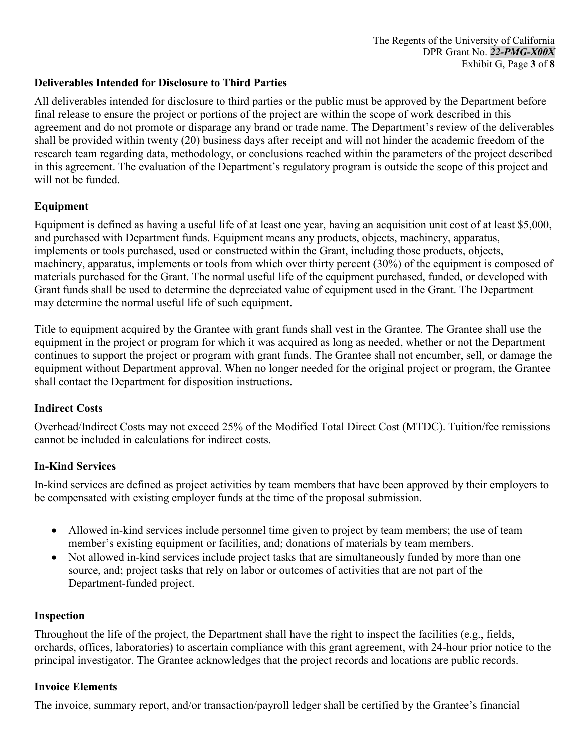## Deliverables Intended for Disclosure to Third Parties

All deliverables intended for disclosure to third parties or the public must be approved by the Department before final release to ensure the project or portions of the project are within the scope of work described in this agreement and do not promote or disparage any brand or trade name. The Department's review of the deliverables shall be provided within twenty (20) business days after receipt and will not hinder the academic freedom of the research team regarding data, methodology, or conclusions reached within the parameters of the project described in this agreement. The evaluation of the Department's regulatory program is outside the scope of this project and will not be funded.

## Equipment

Equipment is defined as having a useful life of at least one year, having an acquisition unit cost of at least $5,000, and purchased with Department funds. Equipment means any products, objects, machinery, apparatus, implements or tools purchased, used or constructed within the Grant, including those products, objects, machinery, apparatus, implements or tools from which over thirty percent (30%) of the equipment is composed of materials purchased for the Grant. The normal useful life of the equipment purchased, funded, or developed with Grant funds shall be used to determine the depreciated value of equipment used in the Grant. The Department may determine the normal useful life of such equipment.

Title to equipment acquired by the Grantee with grant funds shall vest in the Grantee. The Grantee shall use the equipment in the project or program for which it was acquired as long as needed, whether or not the Department continues to support the project or program with grant funds. The Grantee shall not encumber, sell, or damage the equipment without Department approval. When no longer needed for the original project or program, the Grantee shall contact the Department for disposition instructions.

## Indirect Costs

Overhead/Indirect Costs may not exceed 25% of the Modified Total Direct Cost (MTDC). Tuition/fee remissions cannot be included in calculations for indirect costs.

## In-Kind Services

In-kind services are defined as project activities by team members that have been approved by their employers to be compensated with existing employer funds at the time of the proposal submission.

- Allowed in-kind services include personnel time given to project by team members; the use of team member's existing equipment or facilities, and; donations of materials by team members.
- Not allowed in-kind services include project tasks that are simultaneously funded by more than one source, and; project tasks that rely on labor or outcomes of activities that are not part of the Department-funded project.

## Inspection

Throughout the life of the project, the Department shall have the right to inspect the facilities (e.g., fields, orchards, offices, laboratories) to ascertain compliance with this grant agreement, with 24-hour prior notice to the principal investigator. The Grantee acknowledges that the project records and locations are public records.

## Invoice Elements

The invoice, summary report, and/or transaction/payroll ledger shall be certified by the Grantee's financial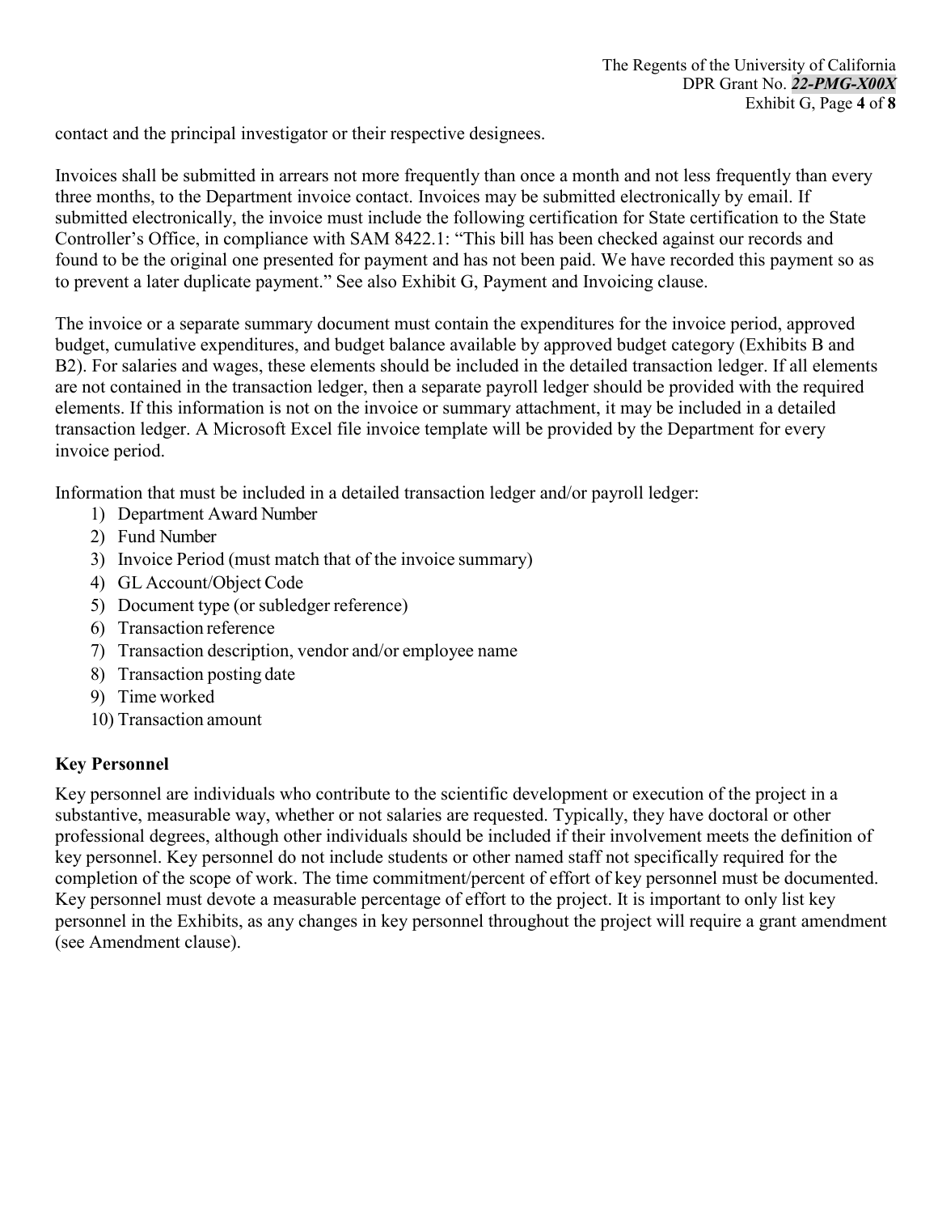contact and the principal investigator or their respective designees.

Invoices shall be submitted in arrears not more frequently than once a month and not less frequently than every three months, to the Department invoice contact. Invoices may be submitted electronically by email. If submitted electronically, the invoice must include the following certification for State certification to the State Controller's Office, in compliance with SAM 8422.1: "This bill has been checked against our records and found to be the original one presented for payment and has not been paid. We have recorded this payment so as to prevent a later duplicate payment." See also Exhibit G, Payment and Invoicing clause.

The invoice or a separate summary document must contain the expenditures for the invoice period, approved budget, cumulative expenditures, and budget balance available by approved budget category (Exhibits B and B2). For salaries and wages, these elements should be included in the detailed transaction ledger. If all elements are not contained in the transaction ledger, then a separate payroll ledger should be provided with the required elements. If this information is not on the invoice or summary attachment, it may be included in a detailed transaction ledger. A Microsoft Excel file invoice template will be provided by the Department for every invoice period.

Information that must be included in a detailed transaction ledger and/or payroll ledger:

1) Department Award Number
2) Fund Number
3) Invoice Period (must match that of the invoice summary)
4) GL Account/Object Code
5) Document type (or subledger reference)
6) Transaction reference
7) Transaction description, vendor and/or employee name
8) Transaction posting date
9) Time worked
10) Transaction amount

**Key Personnel**

Key personnel are individuals who contribute to the scientific development or execution of the project in a substantive, measurable way, whether or not salaries are requested. Typically, they have doctoral or other professional degrees, although other individuals should be included if their involvement meets the definition of key personnel. Key personnel do not include students or other named staff not specifically required for the completion of the scope of work. The time commitment/percent of effort of key personnel must be documented. Key personnel must devote a measurable percentage of effort to the project. It is important to only list key personnel in the Exhibits, as any changes in key personnel throughout the project will require a grant amendment (see Amendment clause).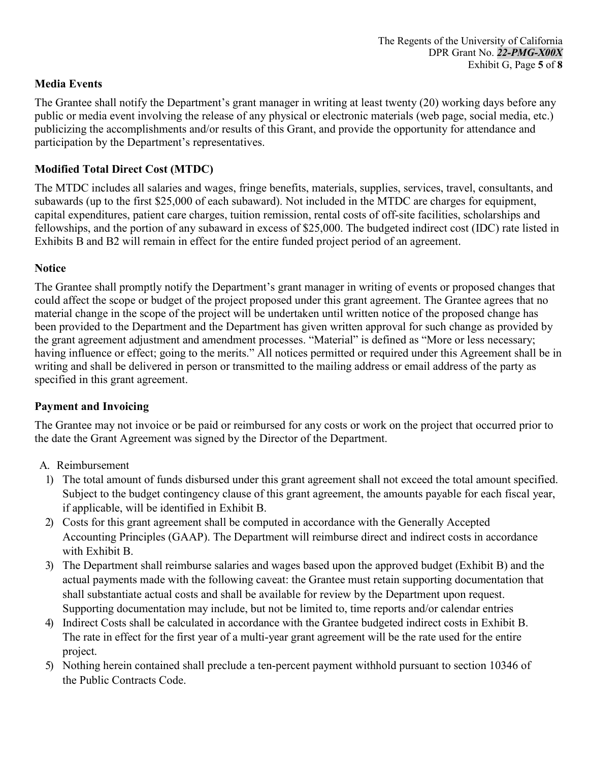### Media Events

The Grantee shall notify the Department's grant manager in writing at least twenty (20) working days before any public or media event involving the release of any physical or electronic materials (web page, social media, etc.) publicizing the accomplishments and/or results of this Grant, and provide the opportunity for attendance and participation by the Department's representatives.

### Modified Total Direct Cost (MTDC)

The MTDC includes all salaries and wages, fringe benefits, materials, supplies, services, travel, consultants, and subawards (up to the first $25,000 of each subaward). Not included in the MTDC are charges for equipment, capital expenditures, patient care charges, tuition remission, rental costs of off-site facilities, scholarships and fellowships, and the portion of any subaward in excess of $25,000. The budgeted indirect cost (IDC) rate listed in Exhibits B and B2 will remain in effect for the entire funded project period of an agreement.

### Notice

The Grantee shall promptly notify the Department's grant manager in writing of events or proposed changes that could affect the scope or budget of the project proposed under this grant agreement. The Grantee agrees that no material change in the scope of the project will be undertaken until written notice of the proposed change has been provided to the Department and the Department has given written approval for such change as provided by the grant agreement adjustment and amendment processes. "Material" is defined as "More or less necessary; having influence or effect; going to the merits." All notices permitted or required under this Agreement shall be in writing and shall be delivered in person or transmitted to the mailing address or email address of the party as specified in this grant agreement.

### Payment and Invoicing

The Grantee may not invoice or be paid or reimbursed for any costs or work on the project that occurred prior to the date the Grant Agreement was signed by the Director of the Department.

A. Reimbursement

1) The total amount of funds disbursed under this grant agreement shall not exceed the total amount specified. Subject to the budget contingency clause of this grant agreement, the amounts payable for each fiscal year, if applicable, will be identified in Exhibit B.
2) Costs for this grant agreement shall be computed in accordance with the Generally Accepted Accounting Principles (GAAP). The Department will reimburse direct and indirect costs in accordance with Exhibit B.
3) The Department shall reimburse salaries and wages based upon the approved budget (Exhibit B) and the actual payments made with the following caveat: the Grantee must retain supporting documentation that shall substantiate actual costs and shall be available for review by the Department upon request. Supporting documentation may include, but not be limited to, time reports and/or calendar entries
4) Indirect Costs shall be calculated in accordance with the Grantee budgeted indirect costs in Exhibit B. The rate in effect for the first year of a multi-year grant agreement will be the rate used for the entire project.
5) Nothing herein contained shall preclude a ten-percent payment withhold pursuant to section 10346 of the Public Contracts Code.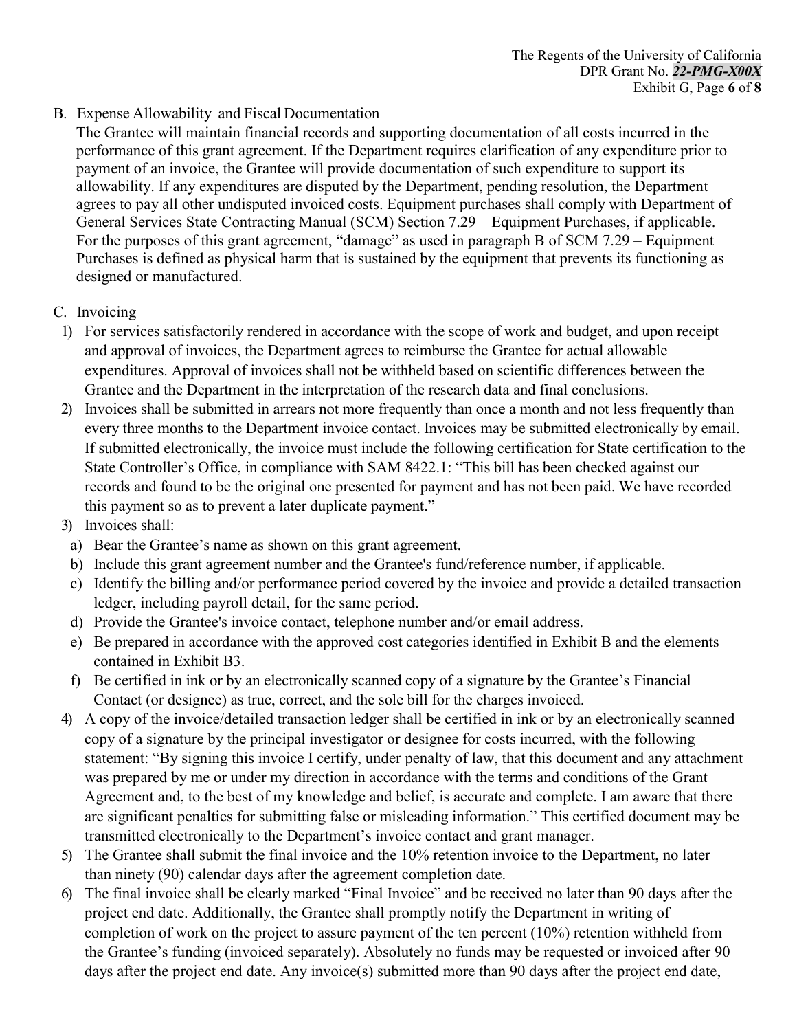B. Expense Allowability and Fiscal Documentation

The Grantee will maintain financial records and supporting documentation of all costs incurred in the performance of this grant agreement. If the Department requires clarification of any expenditure prior to payment of an invoice, the Grantee will provide documentation of such expenditure to support its allowability. If any expenditures are disputed by the Department, pending resolution, the Department agrees to pay all other undisputed invoiced costs. Equipment purchases shall comply with Department of General Services State Contracting Manual (SCM) Section 7.29 – Equipment Purchases, if applicable. For the purposes of this grant agreement, "damage" as used in paragraph B of SCM 7.29 – Equipment Purchases is defined as physical harm that is sustained by the equipment that prevents its functioning as designed or manufactured.

C. Invoicing

1) For services satisfactorily rendered in accordance with the scope of work and budget, and upon receipt and approval of invoices, the Department agrees to reimburse the Grantee for actual allowable expenditures. Approval of invoices shall not be withheld based on scientific differences between the Grantee and the Department in the interpretation of the research data and final conclusions.
2) Invoices shall be submitted in arrears not more frequently than once a month and not less frequently than every three months to the Department invoice contact. Invoices may be submitted electronically by email. If submitted electronically, the invoice must include the following certification for State certification to the State Controller's Office, in compliance with SAM 8422.1: "This bill has been checked against our records and found to be the original one presented for payment and has not been paid. We have recorded this payment so as to prevent a later duplicate payment."
3) Invoices shall:
   a) Bear the Grantee's name as shown on this grant agreement.
   b) Include this grant agreement number and the Grantee's fund/reference number, if applicable.
   c) Identify the billing and/or performance period covered by the invoice and provide a detailed transaction ledger, including payroll detail, for the same period.
   d) Provide the Grantee's invoice contact, telephone number and/or email address.
   e) Be prepared in accordance with the approved cost categories identified in Exhibit B and the elements contained in Exhibit B3.
   f) Be certified in ink or by an electronically scanned copy of a signature by the Grantee's Financial Contact (or designee) as true, correct, and the sole bill for the charges invoiced.
4) A copy of the invoice/detailed transaction ledger shall be certified in ink or by an electronically scanned copy of a signature by the principal investigator or designee for costs incurred, with the following statement: "By signing this invoice I certify, under penalty of law, that this document and any attachment was prepared by me or under my direction in accordance with the terms and conditions of the Grant Agreement and, to the best of my knowledge and belief, is accurate and complete. I am aware that there are significant penalties for submitting false or misleading information." This certified document may be transmitted electronically to the Department's invoice contact and grant manager.
5) The Grantee shall submit the final invoice and the 10% retention invoice to the Department, no later than ninety (90) calendar days after the agreement completion date.
6) The final invoice shall be clearly marked "Final Invoice" and be received no later than 90 days after the project end date. Additionally, the Grantee shall promptly notify the Department in writing of completion of work on the project to assure payment of the ten percent (10%) retention withheld from the Grantee's funding (invoiced separately). Absolutely no funds may be requested or invoiced after 90 days after the project end date. Any invoice(s) submitted more than 90 days after the project end date,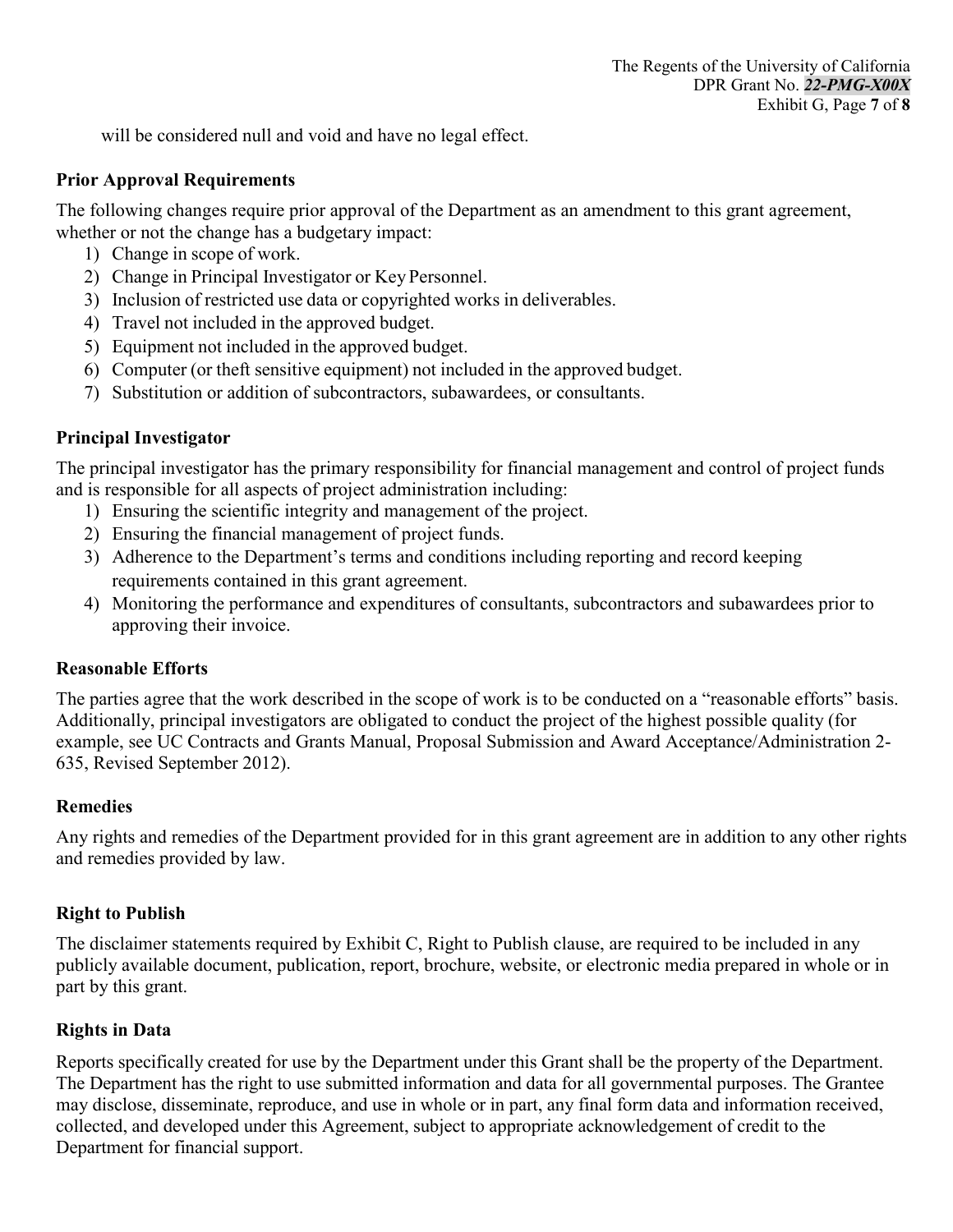will be considered null and void and have no legal effect.

### Prior Approval Requirements

The following changes require prior approval of the Department as an amendment to this grant agreement, whether or not the change has a budgetary impact:

1) Change in scope of work.
2) Change in Principal Investigator or Key Personnel.
3) Inclusion of restricted use data or copyrighted works in deliverables.
4) Travel not included in the approved budget.
5) Equipment not included in the approved budget.
6) Computer (or theft sensitive equipment) not included in the approved budget.
7) Substitution or addition of subcontractors, subawardees, or consultants.

### Principal Investigator

The principal investigator has the primary responsibility for financial management and control of project funds and is responsible for all aspects of project administration including:

1) Ensuring the scientific integrity and management of the project.
2) Ensuring the financial management of project funds.
3) Adherence to the Department's terms and conditions including reporting and record keeping requirements contained in this grant agreement.
4) Monitoring the performance and expenditures of consultants, subcontractors and subawardees prior to approving their invoice.

### Reasonable Efforts

The parties agree that the work described in the scope of work is to be conducted on a "reasonable efforts" basis. Additionally, principal investigators are obligated to conduct the project of the highest possible quality (for example, see UC Contracts and Grants Manual, Proposal Submission and Award Acceptance/Administration 2-635, Revised September 2012).

### Remedies

Any rights and remedies of the Department provided for in this grant agreement are in addition to any other rights and remedies provided by law.

### Right to Publish

The disclaimer statements required by Exhibit C, Right to Publish clause, are required to be included in any publicly available document, publication, report, brochure, website, or electronic media prepared in whole or in part by this grant.

### Rights in Data

Reports specifically created for use by the Department under this Grant shall be the property of the Department. The Department has the right to use submitted information and data for all governmental purposes. The Grantee may disclose, disseminate, reproduce, and use in whole or in part, any final form data and information received, collected, and developed under this Agreement, subject to appropriate acknowledgement of credit to the Department for financial support.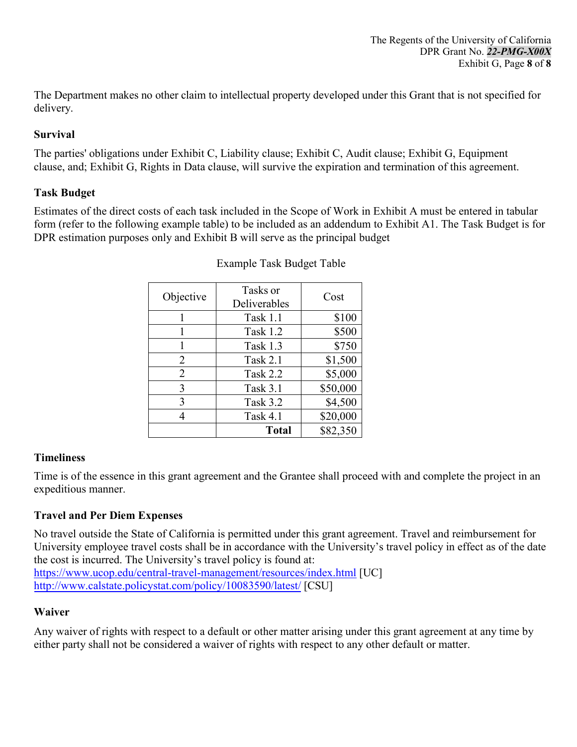The Department makes no other claim to intellectual property developed under this Grant that is not specified for delivery.

### Survival

The parties' obligations under Exhibit C, Liability clause; Exhibit C, Audit clause; Exhibit G, Equipment clause, and; Exhibit G, Rights in Data clause, will survive the expiration and termination of this agreement.

### Task Budget

Estimates of the direct costs of each task included in the Scope of Work in Exhibit A must be entered in tabular form (refer to the following example table) to be included as an addendum to Exhibit A1. The Task Budget is for DPR estimation purposes only and Exhibit B will serve as the principal budget

Example Task Budget Table

| Objective | Tasks or Deliverables | Cost |
|---|---|---|
| 1 | Task 1.1 | $100 |
| 1 | Task 1.2 | $500 |
| 1 | Task 1.3 | $750 |
| 2 | Task 2.1 | $1,500 |
| 2 | Task 2.2 | $5,000 |
| 3 | Task 3.1 | $50,000 |
| 3 | Task 3.2 | $4,500 |
| 4 | Task 4.1 | $20,000 |
| | **Total** | $82,350 |

### Timeliness

Time is of the essence in this grant agreement and the Grantee shall proceed with and complete the project in an expeditious manner.

### Travel and Per Diem Expenses

No travel outside the State of California is permitted under this grant agreement. Travel and reimbursement for University employee travel costs shall be in accordance with the University's travel policy in effect as of the date the cost is incurred. The University's travel policy is found at:
https://www.ucop.edu/central-travel-management/resources/index.html [UC]
http://www.calstate.policystat.com/policy/10083590/latest/ [CSU]

### Waiver

Any waiver of rights with respect to a default or other matter arising under this grant agreement at any time by either party shall not be considered a waiver of rights with respect to any other default or matter.